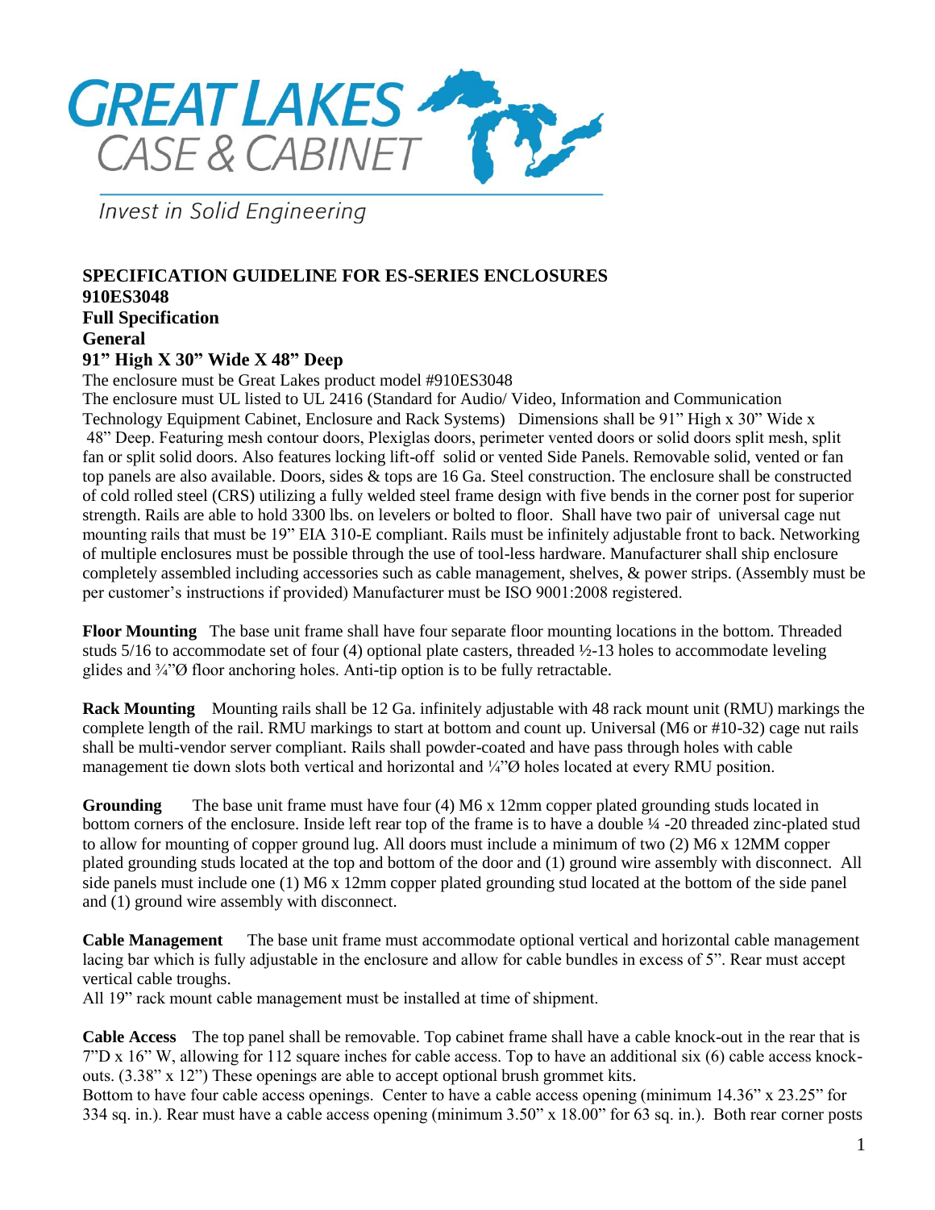GREAT LAKES CASE & CABINET

*Invest in Solid Engineering*

**SPECIFICATION GUIDELINE FOR ES-SERIES ENCLOSURES**
**910ES3048**
**Full Specification**
**General**
**91" High X 30" Wide X 48" Deep**

The enclosure must be Great Lakes product model #910ES3048
The enclosure must UL listed to UL 2416 (Standard for Audio/ Video, Information and Communication Technology Equipment Cabinet, Enclosure and Rack Systems) Dimensions shall be 91" High x 30" Wide x 48" Deep. Featuring mesh contour doors, Plexiglas doors, perimeter vented doors or solid doors split mesh, split fan or split solid doors. Also features locking lift-off solid or vented Side Panels. Removable solid, vented or fan top panels are also available. Doors, sides & tops are 16 Ga. Steel construction. The enclosure shall be constructed of cold rolled steel (CRS) utilizing a fully welded steel frame design with five bends in the corner post for superior strength. Rails are able to hold 3300 lbs. on levelers or bolted to floor. Shall have two pair of universal cage nut mounting rails that must be 19" EIA 310-E compliant. Rails must be infinitely adjustable front to back. Networking of multiple enclosures must be possible through the use of tool-less hardware. Manufacturer shall ship enclosure completely assembled including accessories such as cable management, shelves, & power strips. (Assembly must be per customer's instructions if provided) Manufacturer must be ISO 9001:2008 registered.

**Floor Mounting** The base unit frame shall have four separate floor mounting locations in the bottom. Threaded studs 5/16 to accommodate set of four (4) optional plate casters, threaded ½-13 holes to accommodate leveling glides and ¾"Ø floor anchoring holes. Anti-tip option is to be fully retractable.

**Rack Mounting** Mounting rails shall be 12 Ga. infinitely adjustable with 48 rack mount unit (RMU) markings the complete length of the rail. RMU markings to start at bottom and count up. Universal (M6 or #10-32) cage nut rails shall be multi-vendor server compliant. Rails shall powder-coated and have pass through holes with cable management tie down slots both vertical and horizontal and ¼"Ø holes located at every RMU position.

**Grounding** The base unit frame must have four (4) M6 x 12mm copper plated grounding studs located in bottom corners of the enclosure. Inside left rear top of the frame is to have a double ¼ -20 threaded zinc-plated stud to allow for mounting of copper ground lug. All doors must include a minimum of two (2) M6 x 12MM copper plated grounding studs located at the top and bottom of the door and (1) ground wire assembly with disconnect. All side panels must include one (1) M6 x 12mm copper plated grounding stud located at the bottom of the side panel and (1) ground wire assembly with disconnect.

**Cable Management** The base unit frame must accommodate optional vertical and horizontal cable management lacing bar which is fully adjustable in the enclosure and allow for cable bundles in excess of 5". Rear must accept vertical cable troughs.
All 19" rack mount cable management must be installed at time of shipment.

**Cable Access** The top panel shall be removable. Top cabinet frame shall have a cable knock-out in the rear that is 7"D x 16" W, allowing for 112 square inches for cable access. Top to have an additional six (6) cable access knock-outs. (3.38" x 12") These openings are able to accept optional brush grommet kits.
Bottom to have four cable access openings. Center to have a cable access opening (minimum 14.36" x 23.25" for 334 sq. in.). Rear must have a cable access opening (minimum 3.50" x 18.00" for 63 sq. in.). Both rear corner posts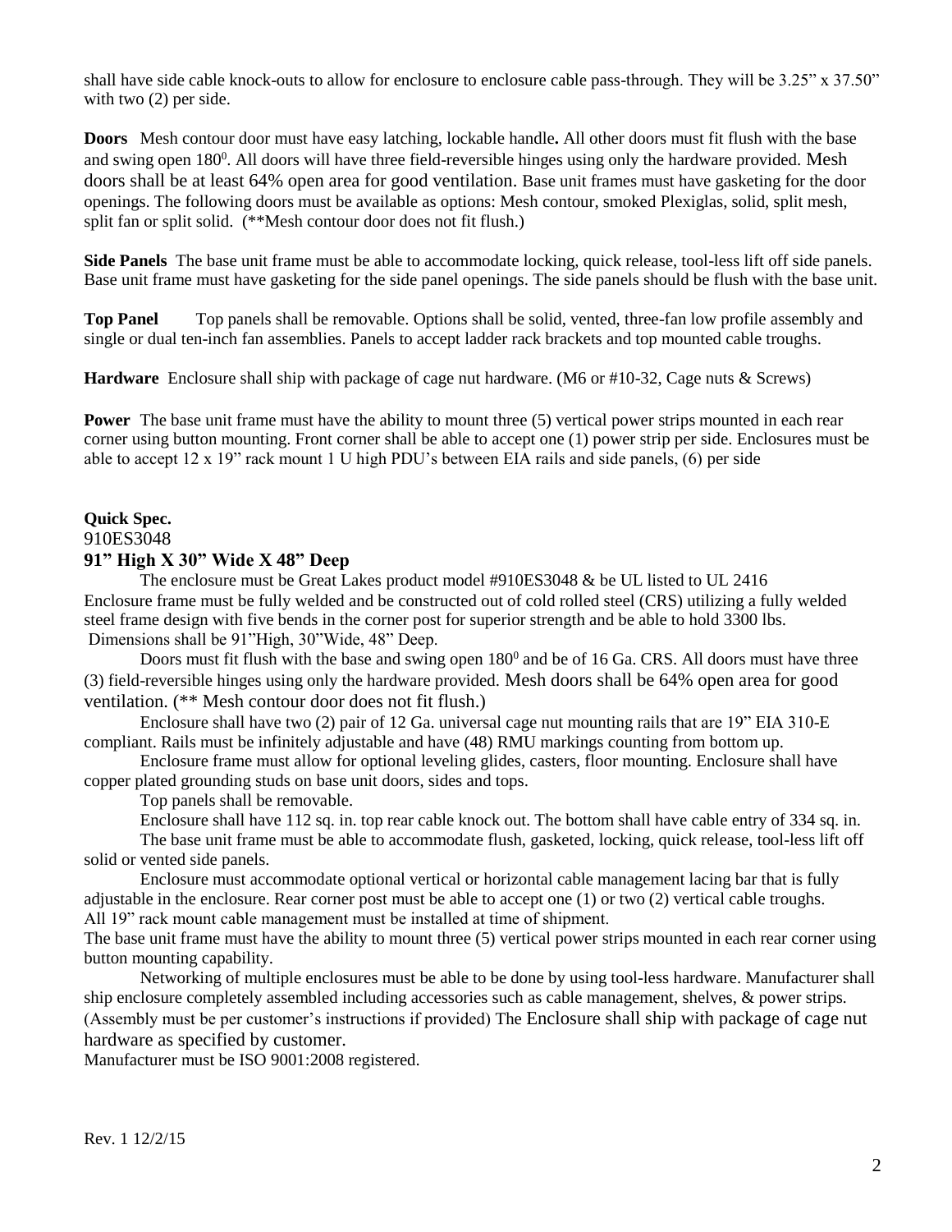shall have side cable knock-outs to allow for enclosure to enclosure cable pass-through. They will be 3.25" x 37.50" with two (2) per side.

**Doors** Mesh contour door must have easy latching, lockable handle**.** All other doors must fit flush with the base and swing open 180$^0$. All doors will have three field-reversible hinges using only the hardware provided. Mesh doors shall be at least 64% open area for good ventilation. Base unit frames must have gasketing for the door openings. The following doors must be available as options: Mesh contour, smoked Plexiglas, solid, split mesh, split fan or split solid. (**Mesh contour door does not fit flush.)

**Side Panels** The base unit frame must be able to accommodate locking, quick release, tool-less lift off side panels. Base unit frame must have gasketing for the side panel openings. The side panels should be flush with the base unit.

**Top Panel** Top panels shall be removable. Options shall be solid, vented, three-fan low profile assembly and single or dual ten-inch fan assemblies. Panels to accept ladder rack brackets and top mounted cable troughs.

**Hardware** Enclosure shall ship with package of cage nut hardware. (M6 or #10-32, Cage nuts & Screws)

**Power** The base unit frame must have the ability to mount three (5) vertical power strips mounted in each rear corner using button mounting. Front corner shall be able to accept one (1) power strip per side. Enclosures must be able to accept 12 x 19" rack mount 1 U high PDU's between EIA rails and side panels, (6) per side

**Quick Spec.**

910ES3048

**91" High X 30" Wide X 48" Deep**

The enclosure must be Great Lakes product model #910ES3048 & be UL listed to UL 2416 Enclosure frame must be fully welded and be constructed out of cold rolled steel (CRS) utilizing a fully welded steel frame design with five bends in the corner post for superior strength and be able to hold 3300 lbs. Dimensions shall be 91"High, 30"Wide, 48" Deep.

Doors must fit flush with the base and swing open 180$^0$ and be of 16 Ga. CRS. All doors must have three (3) field-reversible hinges using only the hardware provided. Mesh doors shall be 64% open area for good ventilation. (** Mesh contour door does not fit flush.)

Enclosure shall have two (2) pair of 12 Ga. universal cage nut mounting rails that are 19" EIA 310-E compliant. Rails must be infinitely adjustable and have (48) RMU markings counting from bottom up.

Enclosure frame must allow for optional leveling glides, casters, floor mounting. Enclosure shall have copper plated grounding studs on base unit doors, sides and tops.

Top panels shall be removable.

Enclosure shall have 112 sq. in. top rear cable knock out. The bottom shall have cable entry of 334 sq. in.

The base unit frame must be able to accommodate flush, gasketed, locking, quick release, tool-less lift off solid or vented side panels.

Enclosure must accommodate optional vertical or horizontal cable management lacing bar that is fully adjustable in the enclosure. Rear corner post must be able to accept one (1) or two (2) vertical cable troughs. All 19" rack mount cable management must be installed at time of shipment.

The base unit frame must have the ability to mount three (5) vertical power strips mounted in each rear corner using button mounting capability.

Networking of multiple enclosures must be able to be done by using tool-less hardware. Manufacturer shall ship enclosure completely assembled including accessories such as cable management, shelves, & power strips. (Assembly must be per customer's instructions if provided) The Enclosure shall ship with package of cage nut hardware as specified by customer.

Manufacturer must be ISO 9001:2008 registered.

Rev. 1 12/2/15